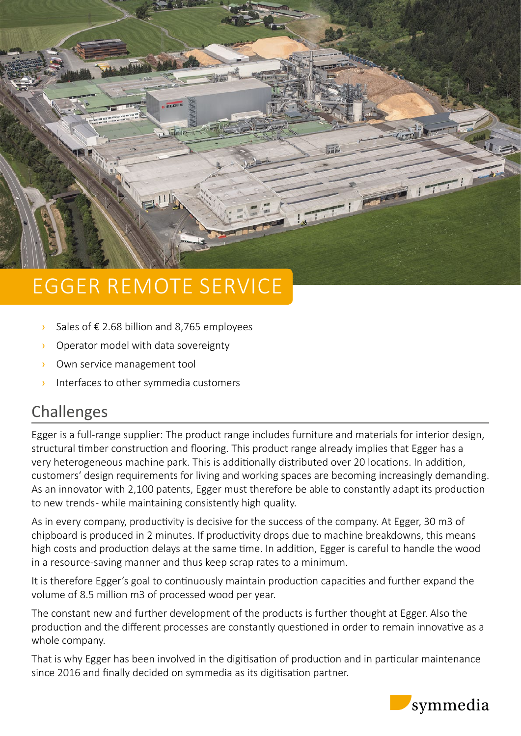# EGGER REMOTE SERVICE

- Sales of € 2.68 billion and 8,765 employees
- Operator model with data sovereignty
- Own service management tool
- Interfaces to other symmedia customers

## Challenges

Egger is a full-range supplier: The product range includes furniture and materials for interior design, structural timber construction and flooring. This product range already implies that Egger has a very heterogeneous machine park. This is additionally distributed over 20 locations. In addition, customers' design requirements for living and working spaces are becoming increasingly demanding. As an innovator with 2,100 patents, Egger must therefore be able to constantly adapt its production to new trends- while maintaining consistently high quality.

As in every company, productivity is decisive for the success of the company. At Egger, 30 m3 of chipboard is produced in 2 minutes. If productivity drops due to machine breakdowns, this means high costs and production delays at the same time. In addition, Egger is careful to handle the wood in a resource-saving manner and thus keep scrap rates to a minimum.

It is therefore Egger's goal to continuously maintain production capacities and further expand the volume of 8.5 million m3 of processed wood per year.

The constant new and further development of the products is further thought at Egger. Also the production and the different processes are constantly questioned in order to remain innovative as a whole company.

That is why Egger has been involved in the digitisation of production and in particular maintenance since 2016 and finally decided on symmedia as its digitisation partner.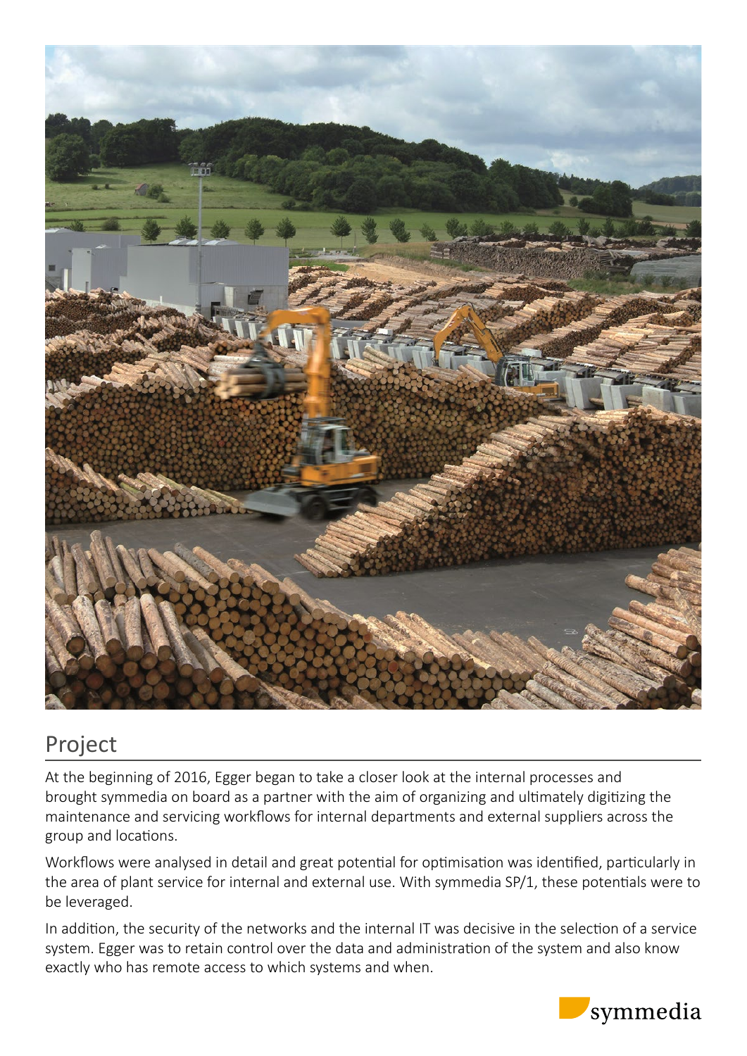## Project

At the beginning of 2016, Egger began to take a closer look at the internal processes and brought symmedia on board as a partner with the aim of organizing and ultimately digitizing the maintenance and servicing workflows for internal departments and external suppliers across the group and locations.

Workflows were analysed in detail and great potential for optimisation was identified, particularly in the area of plant service for internal and external use. With symmedia SP/1, these potentials were to be leveraged.

In addition, the security of the networks and the internal IT was decisive in the selection of a service system. Egger was to retain control over the data and administration of the system and also know exactly who has remote access to which systems and when.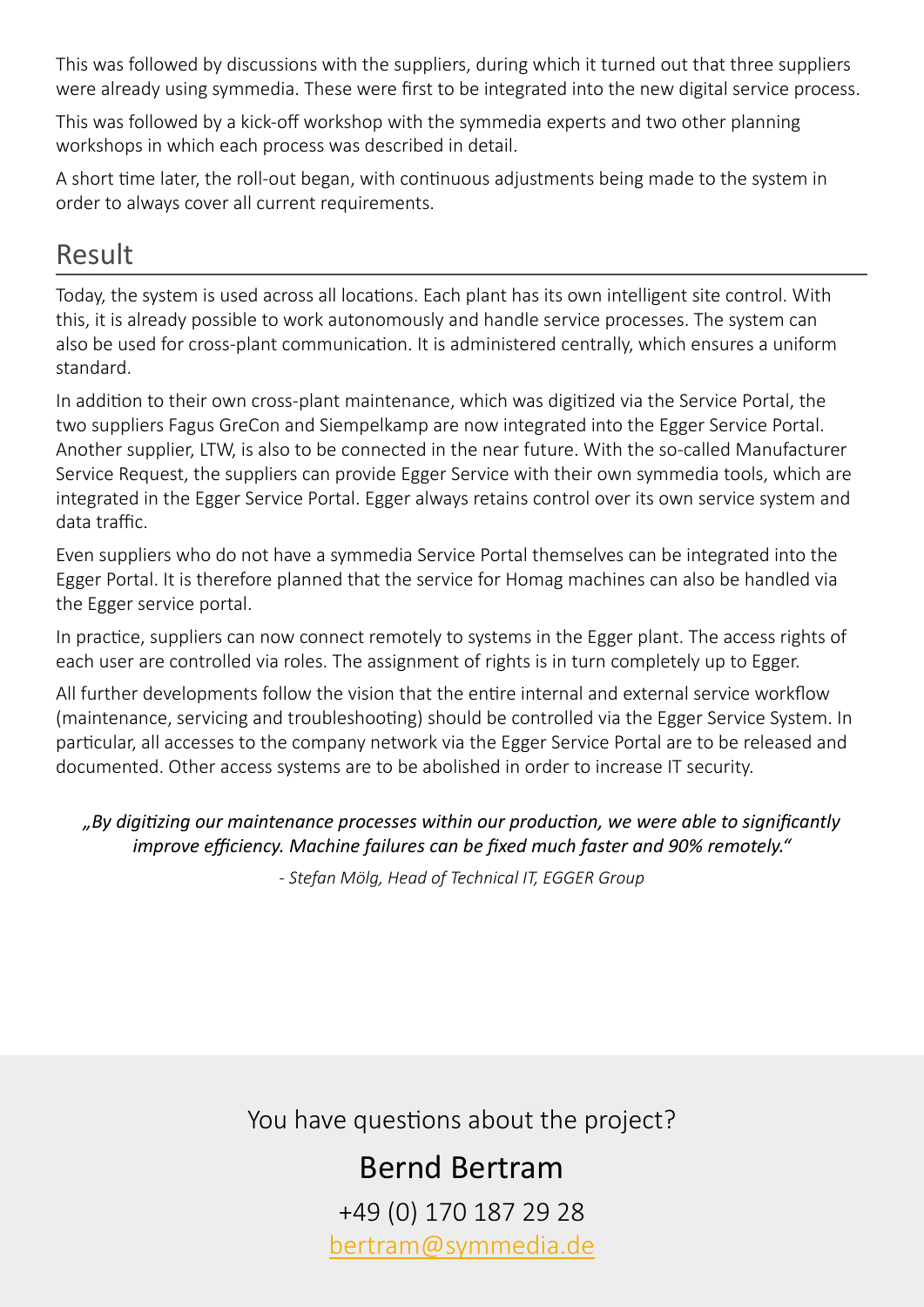This was followed by discussions with the suppliers, during which it turned out that three suppliers were already using symmedia. These were first to be integrated into the new digital service process.

This was followed by a kick-off workshop with the symmedia experts and two other planning workshops in which each process was described in detail.

A short time later, the roll-out began, with continuous adjustments being made to the system in order to always cover all current requirements.

## Result

Today, the system is used across all locations. Each plant has its own intelligent site control. With this, it is already possible to work autonomously and handle service processes. The system can also be used for cross-plant communication. It is administered centrally, which ensures a uniform standard.

In addition to their own cross-plant maintenance, which was digitized via the Service Portal, the two suppliers Fagus GreCon and Siempelkamp are now integrated into the Egger Service Portal. Another supplier, LTW, is also to be connected in the near future. With the so-called Manufacturer Service Request, the suppliers can provide Egger Service with their own symmedia tools, which are integrated in the Egger Service Portal. Egger always retains control over its own service system and data traffic.

Even suppliers who do not have a symmedia Service Portal themselves can be integrated into the Egger Portal. It is therefore planned that the service for Homag machines can also be handled via the Egger service portal.

In practice, suppliers can now connect remotely to systems in the Egger plant. The access rights of each user are controlled via roles. The assignment of rights is in turn completely up to Egger.

All further developments follow the vision that the entire internal and external service workflow (maintenance, servicing and troubleshooting) should be controlled via the Egger Service System. In particular, all accesses to the company network via the Egger Service Portal are to be released and documented. Other access systems are to be abolished in order to increase IT security.

*„By digitizing our maintenance processes within our production, we were able to significantly improve efficiency. Machine failures can be fixed much faster and 90% remotely.“*

*- Stefan Mölg, Head of Technical IT, EGGER Group*

You have questions about the project?

Bernd Bertram

+49 (0) 170 187 29 28

bertram@symmedia.de